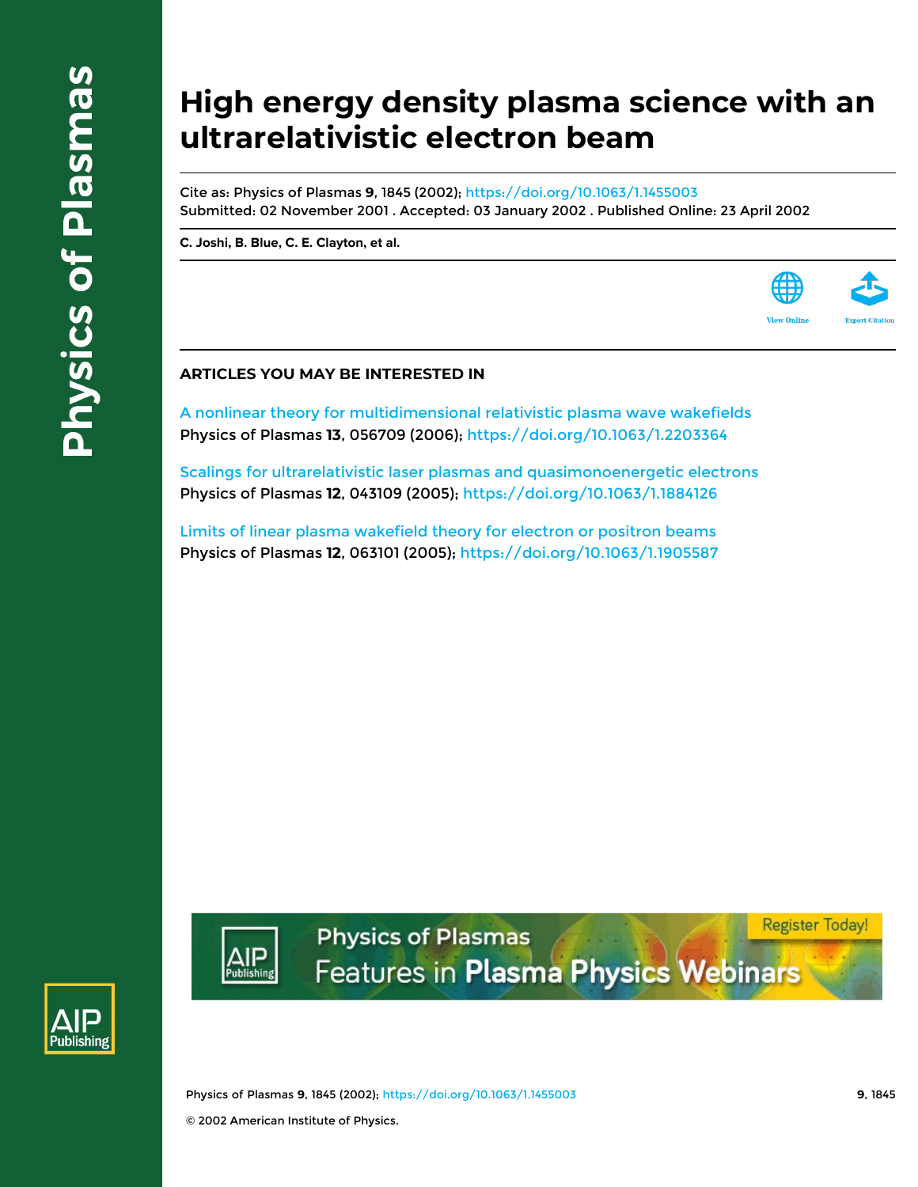# High energy density plasma science with an ultrarelativistic electron beam

Cite as: Physics of Plasmas **9**, 1845 (2002); https://doi.org/10.1063/1.1455003
Submitted: 02 November 2001 . Accepted: 03 January 2002 . Published Online: 23 April 2002

**C. Joshi, B. Blue, C. E. Clayton, et al.**

View Online

Export Citation

## ARTICLES YOU MAY BE INTERESTED IN

A nonlinear theory for multidimensional relativistic plasma wave wakefields
Physics of Plasmas **13**, 056709 (2006); https://doi.org/10.1063/1.2203364

Scalings for ultrarelativistic laser plasmas and quasimonoenergetic electrons
Physics of Plasmas **12**, 043109 (2005); https://doi.org/10.1063/1.1884126

Limits of linear plasma wakefield theory for electron or positron beams
Physics of Plasmas **12**, 063101 (2005); https://doi.org/10.1063/1.1905587

© 2002 American Institute of Physics.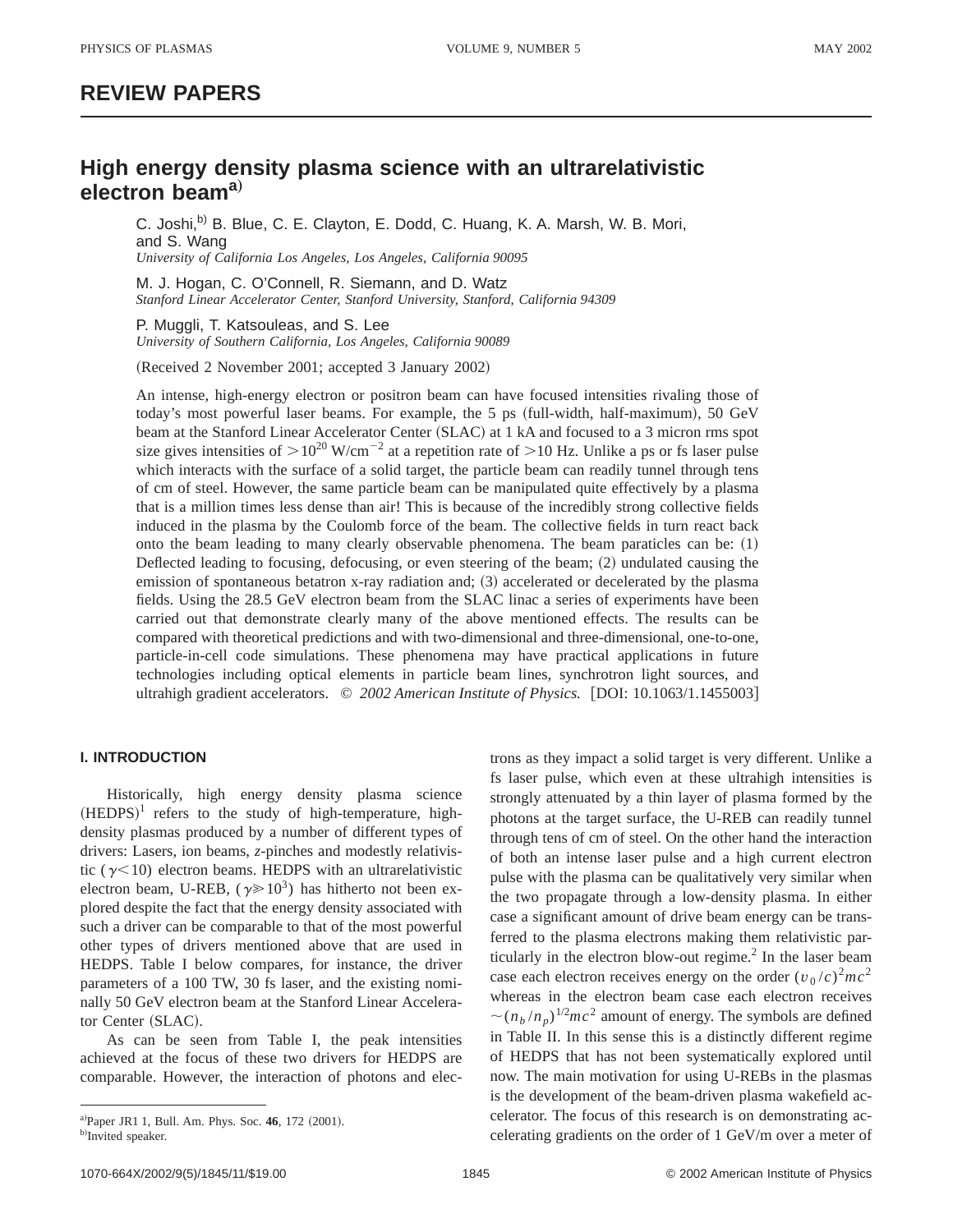## REVIEW PAPERS

# High energy density plasma science with an ultrarelativistic electron beam[a]

C. Joshi,[b] B. Blue, C. E. Clayton, E. Dodd, C. Huang, K. A. Marsh, W. B. Mori, and S. Wang
*University of California Los Angeles, Los Angeles, California 90095*

M. J. Hogan, C. O'Connell, R. Siemann, and D. Watz
*Stanford Linear Accelerator Center, Stanford University, Stanford, California 94309*

P. Muggli, T. Katsouleas, and S. Lee
*University of Southern California, Los Angeles, California 90089*

(Received 2 November 2001; accepted 3 January 2002)

An intense, high-energy electron or positron beam can have focused intensities rivaling those of today's most powerful laser beams. For example, the 5 ps (full-width, half-maximum), 50 GeV beam at the Stanford Linear Accelerator Center (SLAC) at 1 kA and focused to a 3 micron rms spot size gives intensities of $>10^{20}$ W/cm$^{-2}$ at a repetition rate of $>10$ Hz. Unlike a ps or fs laser pulse which interacts with the surface of a solid target, the particle beam can readily tunnel through tens of cm of steel. However, the same particle beam can be manipulated quite effectively by a plasma that is a million times less dense than air! This is because of the incredibly strong collective fields induced in the plasma by the Coulomb force of the beam. The collective fields in turn react back onto the beam leading to many clearly observable phenomena. The beam paraticles can be: (1) Deflected leading to focusing, defocusing, or even steering of the beam; (2) undulated causing the emission of spontaneous betatron x-ray radiation and; (3) accelerated or decelerated by the plasma fields. Using the 28.5 GeV electron beam from the SLAC linac a series of experiments have been carried out that demonstrate clearly many of the above mentioned effects. The results can be compared with theoretical predictions and with two-dimensional and three-dimensional, one-to-one, particle-in-cell code simulations. These phenomena may have practical applications in future technologies including optical elements in particle beam lines, synchrotron light sources, and ultrahigh gradient accelerators. © *2002 American Institute of Physics.* [DOI: 10.1063/1.1455003]

## I. INTRODUCTION

Historically, high energy density plasma science (HEDPS)[1] refers to the study of high-temperature, high-density plasmas produced by a number of different types of drivers: Lasers, ion beams, *z*-pinches and modestly relativistic ($\gamma<10$) electron beams. HEDPS with an ultrarelativistic electron beam, U-REB, ($\gamma \gg 10^3$) has hitherto not been explored despite the fact that the energy density associated with such a driver can be comparable to that of the most powerful other types of drivers mentioned above that are used in HEDPS. Table I below compares, for instance, the driver parameters of a 100 TW, 30 fs laser, and the existing nominally 50 GeV electron beam at the Stanford Linear Accelerator Center (SLAC).

As can be seen from Table I, the peak intensities achieved at the focus of these two drivers for HEDPS are comparable. However, the interaction of photons and electrons as they impact a solid target is very different. Unlike a fs laser pulse, which even at these ultrahigh intensities is strongly attenuated by a thin layer of plasma formed by the photons at the target surface, the U-REB can readily tunnel through tens of cm of steel. On the other hand the interaction of both an intense laser pulse and a high current electron pulse with the plasma can be qualitatively very similar when the two propagate through a low-density plasma. In either case a significant amount of drive beam energy can be transferred to the plasma electrons making them relativistic particularly in the electron blow-out regime.[2] In the laser beam case each electron receives energy on the order $(v_0/c)^2mc^2$ whereas in the electron beam case each electron receives $\sim(n_b/n_p)^{1/2}mc^2$ amount of energy. The symbols are defined in Table II. In this sense this is a distinctly different regime of HEDPS that has not been systematically explored until now. The main motivation for using U-REBs in the plasmas is the development of the beam-driven plasma wakefield accelerator. The focus of this research is on demonstrating accelerating gradients on the order of 1 GeV/m over a meter of

[a] Paper JR1 1, Bull. Am. Phys. Soc. **46**, 172 (2001).
[b] Invited speaker.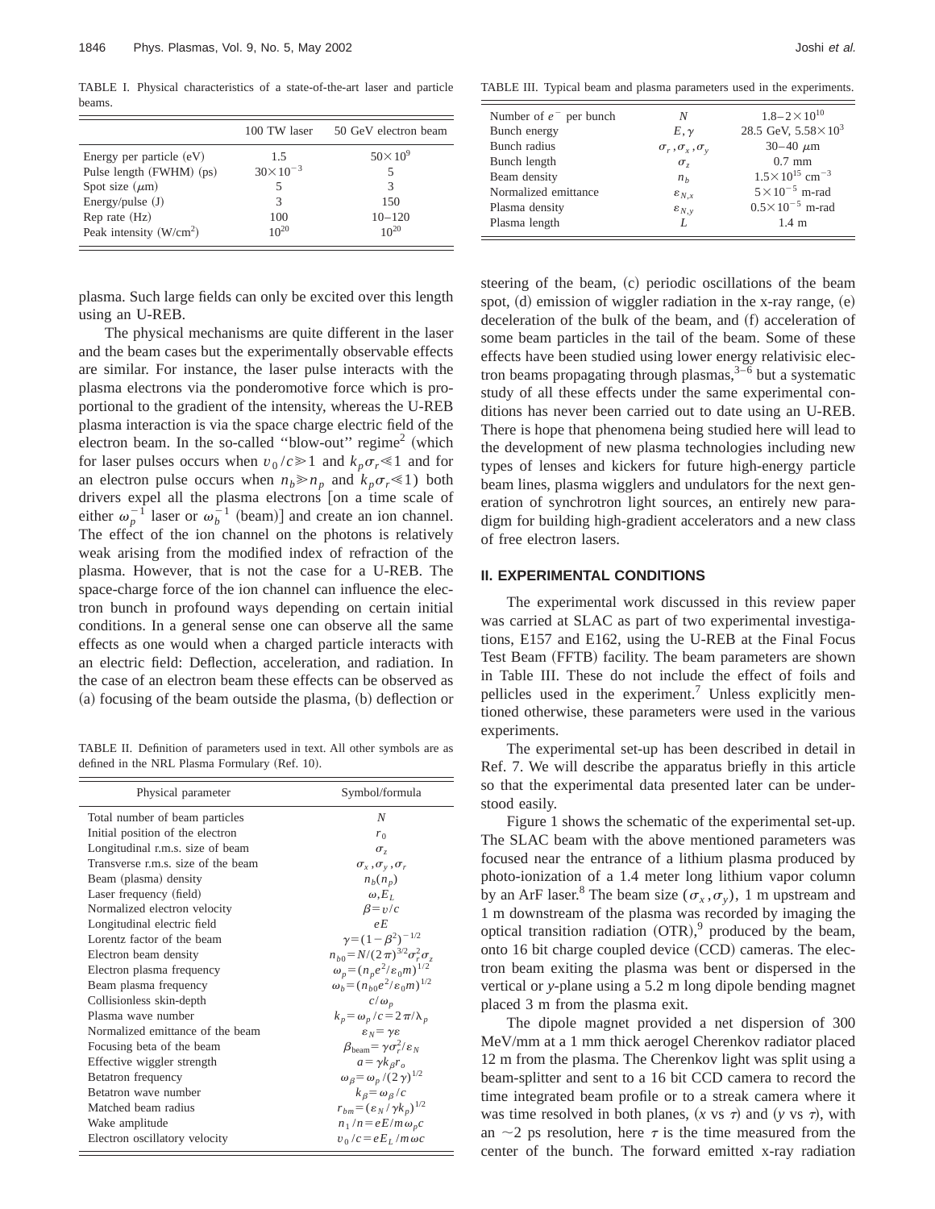TABLE I. Physical characteristics of a state-of-the-art laser and particle beams.

| | 100 TW laser | 50 GeV electron beam |
|---|---|---|
| Energy per particle (eV) | 1.5 | $50\times10^{9}$ |
| Pulse length (FWHM) (ps) | $30\times10^{-3}$ | 5 |
| Spot size ($\mu$m) | 5 | 3 |
| Energy/pulse (J) | 3 | 150 |
| Rep rate (Hz) | 100 | 10–120 |
| Peak intensity (W/cm$^2$) | $10^{20}$ | $10^{20}$ |

plasma. Such large fields can only be excited over this length using an U-REB.

The physical mechanisms are quite different in the laser and the beam cases but the experimentally observable effects are similar. For instance, the laser pulse interacts with the plasma electrons via the ponderomotive force which is proportional to the gradient of the intensity, whereas the U-REB plasma interaction is via the space charge electric field of the electron beam. In the so-called "blow-out" regime[2] (which for laser pulses occurs when $v_0/c \gg 1$ and $k_p\sigma_r \ll 1$ and for an electron pulse occurs when $n_b \gg n_p$ and $k_p\sigma_r \ll 1$) both drivers expel all the plasma electrons [on a time scale of either $\omega_p^{-1}$ laser or $\omega_b^{-1}$ (beam)] and create an ion channel. The effect of the ion channel on the photons is relatively weak arising from the modified index of refraction of the plasma. However, that is not the case for a U-REB. The space-charge force of the ion channel can influence the electron bunch in profound ways depending on certain initial conditions. In a general sense one can observe all the same effects as one would when a charged particle interacts with an electric field: Deflection, acceleration, and radiation. In the case of an electron beam these effects can be observed as (a) focusing of the beam outside the plasma, (b) deflection or steering of the beam, (c) periodic oscillations of the beam spot, (d) emission of wiggler radiation in the x-ray range, (e) deceleration of the bulk of the beam, and (f) acceleration of some beam particles in the tail of the beam. Some of these effects have been studied using lower energy relativisic electron beams propagating through plasmas,[3–6] but a systematic study of all these effects under the same experimental conditions has never been carried out to date using an U-REB. There is hope that phenomena being studied here will lead to the development of new plasma technologies including new types of lenses and kickers for future high-energy particle beam lines, plasma wigglers and undulators for the next generation of synchrotron light sources, an entirely new paradigm for building high-gradient accelerators and a new class of free electron lasers.

TABLE II. Definition of parameters used in text. All other symbols are as defined in the NRL Plasma Formulary (Ref. 10).

| Physical parameter | Symbol/formula |
|---|---|
| Total number of beam particles | $N$ |
| Initial position of the electron | $r_0$ |
| Longitudinal r.m.s. size of beam | $\sigma_z$ |
| Transverse r.m.s. size of the beam | $\sigma_x, \sigma_y, \sigma_r$ |
| Beam (plasma) density | $n_b(n_p)$ |
| Laser frequency (field) | $\omega, E_L$ |
| Normalized electron velocity | $\beta = v/c$ |
| Longitudinal electric field | $eE$ |
| Lorentz factor of the beam | $\gamma = (1-\beta^2)^{-1/2}$ |
| Electron beam density | $n_{b0} = N/(2\pi)^{3/2}\sigma_r^2\sigma_z$ |
| Electron plasma frequency | $\omega_p = (n_p e^2/\varepsilon_0 m)^{1/2}$ |
| Beam plasma frequency | $\omega_b = (n_{b0} e^2/\varepsilon_0 m)^{1/2}$ |
| Collisionless skin-depth | $c/\omega_p$ |
| Plasma wave number | $k_p = \omega_p/c = 2\pi/\lambda_p$ |
| Normalized emittance of the beam | $\varepsilon_N = \gamma\varepsilon$ |
| Focusing beta of the beam | $\beta_{\text{beam}} = \gamma\sigma_r^2/\varepsilon_N$ |
| Effective wiggler strength | $a = \gamma k_\beta r_o$ |
| Betatron frequency | $\omega_\beta = \omega_p/(2\gamma)^{1/2}$ |
| Betatron wave number | $k_\beta = \omega_\beta/c$ |
| Matched beam radius | $r_{bm} = (\varepsilon_N/\gamma k_p)^{1/2}$ |
| Wake amplitude | $n_1/n = eE/m\omega_p c$ |
| Electron oscillatory velocity | $v_0/c = eE_L/m\omega c$ |

TABLE III. Typical beam and plasma parameters used in the experiments.

| | | |
|---|---|---|
| Number of $e^-$ per bunch | $N$ | $1.8$–$2\times10^{10}$ |
| Bunch energy | $E, \gamma$ | 28.5 GeV, $5.58\times10^{3}$ |
| Bunch radius | $\sigma_r, \sigma_x, \sigma_y$ | 30–40 $\mu$m |
| Bunch length | $\sigma_z$ | 0.7 mm |
| Beam density | $n_b$ | $1.5\times10^{15}$ cm$^{-3}$ |
| Normalized emittance | $\varepsilon_{N,x}$ | $5\times10^{-5}$ m-rad |
| Plasma density | $\varepsilon_{N,y}$ | $0.5\times10^{-5}$ m-rad |
| Plasma length | $L$ | 1.4 m |

## II. EXPERIMENTAL CONDITIONS

The experimental work discussed in this review paper was carried at SLAC as part of two experimental investigations, E157 and E162, using the U-REB at the Final Focus Test Beam (FFTB) facility. The beam parameters are shown in Table III. These do not include the effect of foils and pellicles used in the experiment.[7] Unless explicitly mentioned otherwise, these parameters were used in the various experiments.

The experimental set-up has been described in detail in Ref. 7. We will describe the apparatus briefly in this article so that the experimental data presented later can be understood easily.

Figure 1 shows the schematic of the experimental set-up. The SLAC beam with the above mentioned parameters was focused near the entrance of a lithium plasma produced by photo-ionization of a 1.4 meter long lithium vapor column by an ArF laser.[8] The beam size ($\sigma_x, \sigma_y$), 1 m upstream and 1 m downstream of the plasma was recorded by imaging the optical transition radiation (OTR),[9] produced by the beam, onto 16 bit charge coupled device (CCD) cameras. The electron beam exiting the plasma was bent or dispersed in the vertical or $y$-plane using a 5.2 m long dipole bending magnet placed 3 m from the plasma exit.

The dipole magnet provided a net dispersion of 300 MeV/mm at a 1 mm thick aerogel Cherenkov radiator placed 12 m from the plasma. The Cherenkov light was split using a beam-splitter and sent to a 16 bit CCD camera to record the time integrated beam profile or to a streak camera where it was time resolved in both planes, ($x$ vs $\tau$) and ($y$ vs $\tau$), with an ~2 ps resolution, here $\tau$ is the time measured from the center of the bunch. The forward emitted x-ray radiation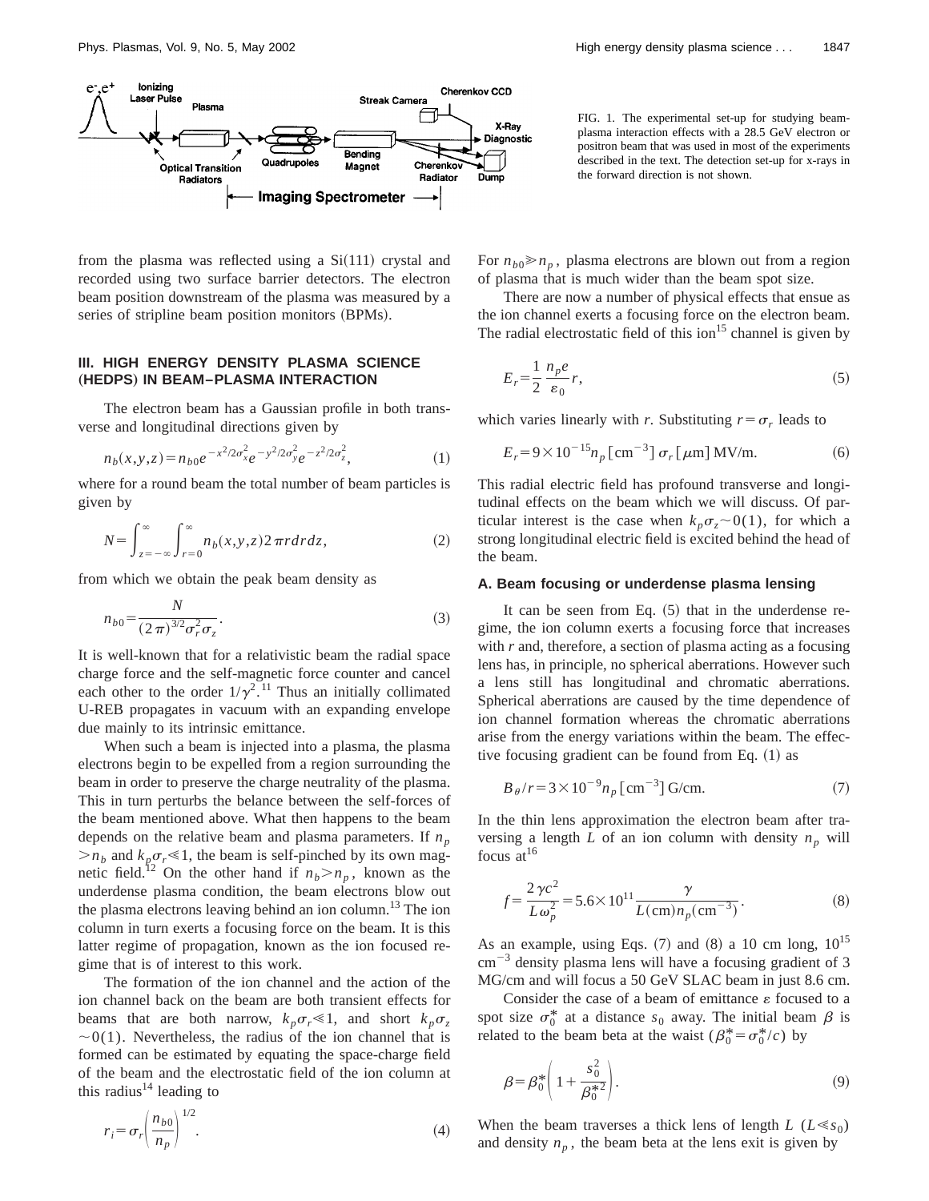FIG. 1. The experimental set-up for studying beam-plasma interaction effects with a 28.5 GeV electron or positron beam that was used in most of the experiments described in the text. The detection set-up for x-rays in the forward direction is not shown.

from the plasma was reflected using a Si(111) crystal and recorded using two surface barrier detectors. The electron beam position downstream of the plasma was measured by a series of stripline beam position monitors (BPMs).

## III. HIGH ENERGY DENSITY PLASMA SCIENCE (HEDPS) IN BEAM–PLASMA INTERACTION

The electron beam has a Gaussian profile in both transverse and longitudinal directions given by

$$n_b(x,y,z)=n_{b0}e^{-x^2/2\sigma_x^2}e^{-y^2/2\sigma_y^2}e^{-z^2/2\sigma_z^2},\tag{1}$$

where for a round beam the total number of beam particles is given by

$$N=\int_{z=-\infty}^{\infty}\int_{r=0}^{\infty}n_b(x,y,z)2\pi r dr dz,\tag{2}$$

from which we obtain the peak beam density as

$$n_{b0}=\frac{N}{(2\pi)^{3/2}\sigma_r^2\sigma_z}.\tag{3}$$

It is well-known that for a relativistic beam the radial space charge force and the self-magnetic force counter and cancel each other to the order $1/\gamma^2$.[11] Thus an initially collimated U-REB propagates in vacuum with an expanding envelope due mainly to its intrinsic emittance.

When such a beam is injected into a plasma, the plasma electrons begin to be expelled from a region surrounding the beam in order to preserve the charge neutrality of the plasma. This in turn perturbs the belance between the self-forces of the beam mentioned above. What then happens to the beam depends on the relative beam and plasma parameters. If $n_p > n_b$ and $k_p\sigma_r \ll 1$, the beam is self-pinched by its own magnetic field.[12] On the other hand if $n_b > n_p$, known as the underdense plasma condition, the beam electrons blow out the plasma electrons leaving behind an ion column.[13] The ion column in turn exerts a focusing force on the beam. It is this latter regime of propagation, known as the ion focused regime that is of interest to this work.

The formation of the ion channel and the action of the ion channel back on the beam are both transient effects for beams that are both narrow, $k_p\sigma_r \ll 1$, and short $k_p\sigma_z \sim 0(1)$. Nevertheless, the radius of the ion channel that is formed can be estimated by equating the space-charge field of the beam and the electrostatic field of the ion column at this radius[14] leading to

$$r_i=\sigma_r\left(\frac{n_{b0}}{n_p}\right)^{1/2}.\tag{4}$$

For $n_{b0} \gg n_p$, plasma electrons are blown out from a region of plasma that is much wider than the beam spot size.

There are now a number of physical effects that ensue as the ion channel exerts a focusing force on the electron beam. The radial electrostatic field of this ion[15] channel is given by

$$E_r=\frac{1}{2}\frac{n_p e}{\varepsilon_0}r,\tag{5}$$

which varies linearly with $r$. Substituting $r=\sigma_r$ leads to

$$E_r=9\times10^{-15}n_p\,[\mathrm{cm}^{-3}]\,\sigma_r\,[\mu\mathrm{m}]\ \mathrm{MV/m}.\tag{6}$$

This radial electric field has profound transverse and longitudinal effects on the beam which we will discuss. Of particular interest is the case when $k_p\sigma_z \sim 0(1)$, for which a strong longitudinal electric field is excited behind the head of the beam.

### A. Beam focusing or underdense plasma lensing

It can be seen from Eq. (5) that in the underdense regime, the ion column exerts a focusing force that increases with $r$ and, therefore, a section of plasma acting as a focusing lens has, in principle, no spherical aberrations. However such a lens still has longitudinal and chromatic aberrations. Spherical aberrations are caused by the time dependence of ion channel formation whereas the chromatic aberrations arise from the energy variations within the beam. The effective focusing gradient can be found from Eq. (1) as

$$B_\theta/r=3\times10^{-9}n_p\,[\mathrm{cm}^{-3}]\ \mathrm{G/cm}.\tag{7}$$

In the thin lens approximation the electron beam after traversing a length $L$ of an ion column with density $n_p$ will focus at[16]

$$f=\frac{2\gamma c^2}{L\omega_p^2}=5.6\times10^{11}\frac{\gamma}{L(\mathrm{cm})n_p(\mathrm{cm}^{-3})}.\tag{8}$$

As an example, using Eqs. (7) and (8) a 10 cm long, $10^{15}$ cm$^{-3}$ density plasma lens will have a focusing gradient of 3 MG/cm and will focus a 50 GeV SLAC beam in just 8.6 cm.

Consider the case of a beam of emittance $\varepsilon$ focused to a spot size $\sigma_0^*$ at a distance $s_0$ away. The initial beam $\beta$ is related to the beam beta at the waist $(\beta_0^*=\sigma_0^*/c)$ by

$$\beta=\beta_0^*\left(1+\frac{s_0^2}{\beta_0^{*2}}\right).\tag{9}$$

When the beam traverses a thick lens of length $L$ $(L\ll s_0)$ and density $n_p$, the beam beta at the lens exit is given by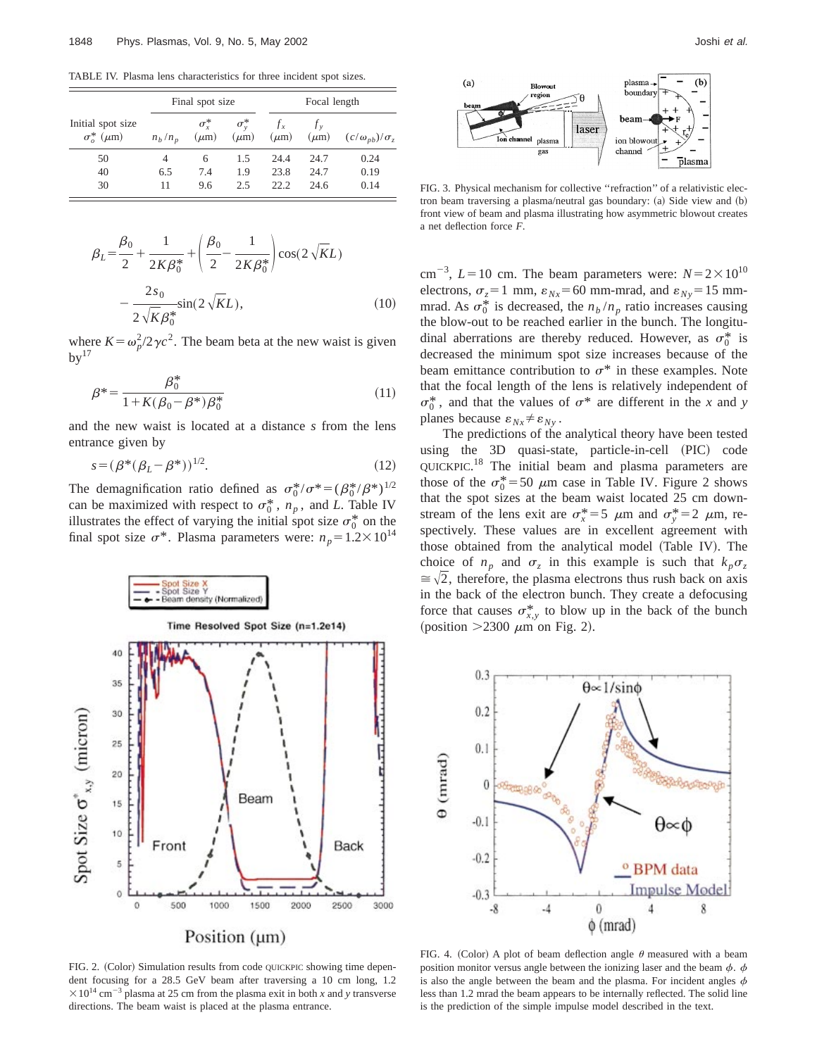TABLE IV. Plasma lens characteristics for three incident spot sizes.

| Initial spot size $\sigma_o^*$ ($\mu$m) | Final spot size | | | Focal length | | |
|---|---|---|---|---|---|---|
| | $n_b/n_p$ | $\sigma_x^*$ ($\mu$m) | $\sigma_y^*$ ($\mu$m) | $f_x$ ($\mu$m) | $f_y$ ($\mu$m) | $(c/\omega_{pb})/\sigma_z$ |
| 50 | 4 | 6 | 1.5 | 24.4 | 24.7 | 0.24 |
| 40 | 6.5 | 7.4 | 1.9 | 23.8 | 24.7 | 0.19 |
| 30 | 11 | 9.6 | 2.5 | 22.2 | 24.6 | 0.14 |

$$\beta_L=\frac{\beta_0}{2}+\frac{1}{2K\beta_0^*}+\left(\frac{\beta_0}{2}-\frac{1}{2K\beta_0^*}\right)\cos(2\sqrt{K}L)$$
$$-\frac{2s_0}{2\sqrt{K}\beta_0^*}\sin(2\sqrt{K}L), \tag{10}$$

where $K=\omega_p^2/2\gamma c^2$. The beam beta at the new waist is given by[17]

$$\beta^*=\frac{\beta_0^*}{1+K(\beta_0-\beta^*)\beta_0^*} \tag{11}$$

and the new waist is located at a distance $s$ from the lens entrance given by

$$s=(\beta^*(\beta_L-\beta^*))^{1/2}. \tag{12}$$

The demagnification ratio defined as $\sigma_0^*/\sigma^*=(\beta_0^*/\beta^*)^{1/2}$ can be maximized with respect to $\sigma_0^*$, $n_p$, and $L$. Table IV illustrates the effect of varying the initial spot size $\sigma_0^*$ on the final spot size $\sigma^*$. Plasma parameters were: $n_p=1.2\times10^{14}$ cm$^{-3}$, $L=10$ cm. The beam parameters were: $N=2\times10^{10}$ electrons, $\sigma_z=1$ mm, $\varepsilon_{Nx}=60$ mm-mrad, and $\varepsilon_{Ny}=15$ mm-mrad. As $\sigma_0^*$ is decreased, the $n_b/n_p$ ratio increases causing the blow-out to be reached earlier in the bunch. The longitudinal aberrations are thereby reduced. However, as $\sigma_0^*$ is decreased the minimum spot size increases because of the beam emittance contribution to $\sigma^*$ in these examples. Note that the focal length of the lens is relatively independent of $\sigma_0^*$, and that the values of $\sigma^*$ are different in the $x$ and $y$ planes because $\varepsilon_{Nx}\neq\varepsilon_{Ny}$.

The predictions of the analytical theory have been tested using the 3D quasi-state, particle-in-cell (PIC) code QUICKPIC.[18] The initial beam and plasma parameters are those of the $\sigma_0^*=50$ $\mu$m case in Table IV. Figure 2 shows that the spot sizes at the beam waist located 25 cm downstream of the lens exit are $\sigma_x^*=5$ $\mu$m and $\sigma_y^*=2$ $\mu$m, respectively. These values are in excellent agreement with those obtained from the analytical model (Table IV). The choice of $n_p$ and $\sigma_z$ in this example is such that $k_p\sigma_z\cong\sqrt{2}$, therefore, the plasma electrons thus rush back on axis in the back of the electron bunch. They create a defocusing force that causes $\sigma_{x,y}^*$ to blow up in the back of the bunch (position $>2300$ $\mu$m on Fig. 2).

FIG. 2. (Color) Simulation results from code QUICKPIC showing time dependent focusing for a 28.5 GeV beam after traversing a 10 cm long, $1.2\times10^{14}$ cm$^{-3}$ plasma at 25 cm from the plasma exit in both $x$ and $y$ transverse directions. The beam waist is placed at the plasma entrance.

FIG. 3. Physical mechanism for collective "refraction" of a relativistic electron beam traversing a plasma/neutral gas boundary: (a) Side view and (b) front view of beam and plasma illustrating how asymmetric blowout creates a net deflection force $F$.

FIG. 4. (Color) A plot of beam deflection angle $\theta$ measured with a beam position monitor versus angle between the ionizing laser and the beam $\phi$. $\phi$ is also the angle between the beam and the plasma. For incident angles $\phi$ less than 1.2 mrad the beam appears to be internally reflected. The solid line is the prediction of the simple impulse model described in the text.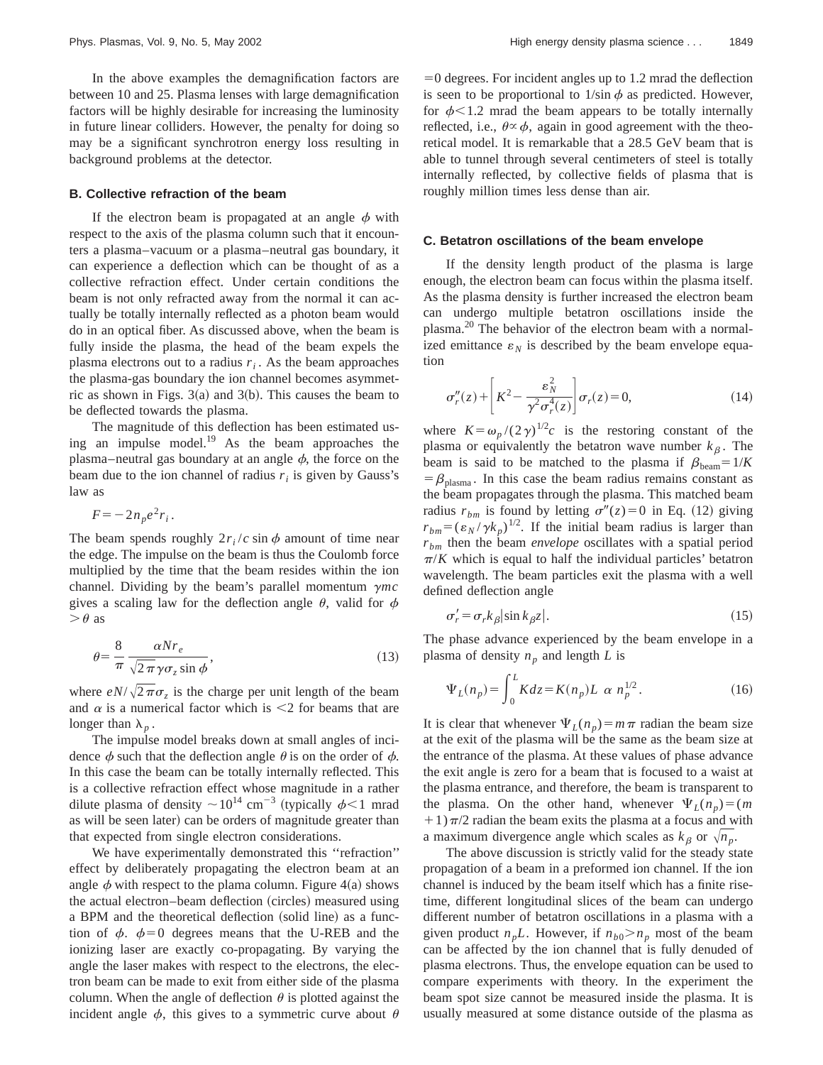In the above examples the demagnification factors are between 10 and 25. Plasma lenses with large demagnification factors will be highly desirable for increasing the luminosity in future linear colliders. However, the penalty for doing so may be a significant synchrotron energy loss resulting in background problems at the detector.

### B. Collective refraction of the beam

If the electron beam is propagated at an angle $\phi$ with respect to the axis of the plasma column such that it encounters a plasma–vacuum or a plasma–neutral gas boundary, it can experience a deflection which can be thought of as a collective refraction effect. Under certain conditions the beam is not only refracted away from the normal it can actually be totally internally reflected as a photon beam would do in an optical fiber. As discussed above, when the beam is fully inside the plasma, the head of the beam expels the plasma electrons out to a radius $r_i$. As the beam approaches the plasma-gas boundary the ion channel becomes asymmetric as shown in Figs. 3(a) and 3(b). This causes the beam to be deflected towards the plasma.

The magnitude of this deflection has been estimated using an impulse model.[19] As the beam approaches the plasma–neutral gas boundary at an angle $\phi$, the force on the beam due to the ion channel of radius $r_i$ is given by Gauss's law as

$$F=-2n_pe^2r_i.$$

The beam spends roughly $2r_i/c\sin\phi$ amount of time near the edge. The impulse on the beam is thus the Coulomb force multiplied by the time that the beam resides within the ion channel. Dividing by the beam's parallel momentum $\gamma mc$ gives a scaling law for the deflection angle $\theta$, valid for $\phi>\theta$ as

$$\theta=\frac{8}{\pi}\frac{\alpha N r_e}{\sqrt{2\pi}\gamma\sigma_z\sin\phi},\tag{13}$$

where $eN/\sqrt{2\pi}\sigma_z$ is the charge per unit length of the beam and $\alpha$ is a numerical factor which is $<2$ for beams that are longer than $\lambda_p$.

The impulse model breaks down at small angles of incidence $\phi$ such that the deflection angle $\theta$ is on the order of $\phi$. In this case the beam can be totally internally reflected. This is a collective refraction effect whose magnitude in a rather dilute plasma of density $\sim 10^{14}$ cm$^{-3}$ (typically $\phi<1$ mrad as will be seen later) can be orders of magnitude greater than that expected from single electron considerations.

We have experimentally demonstrated this ''refraction'' effect by deliberately propagating the electron beam at an angle $\phi$ with respect to the plama column. Figure 4(a) shows the actual electron–beam deflection (circles) measured using a BPM and the theoretical deflection (solid line) as a function of $\phi$. $\phi=0$ degrees means that the U-REB and the ionizing laser are exactly co-propagating. By varying the angle the laser makes with respect to the electrons, the electron beam can be made to exit from either side of the plasma column. When the angle of deflection $\theta$ is plotted against the incident angle $\phi$, this gives to a symmetric curve about $\theta=0$ degrees. For incident angles up to 1.2 mrad the deflection is seen to be proportional to $1/\sin\phi$ as predicted. However, for $\phi<1.2$ mrad the beam appears to be totally internally reflected, i.e., $\theta\propto\phi$, again in good agreement with the theoretical model. It is remarkable that a 28.5 GeV beam that is able to tunnel through several centimeters of steel is totally internally reflected, by collective fields of plasma that is roughly million times less dense than air.

### C. Betatron oscillations of the beam envelope

If the density length product of the plasma is large enough, the electron beam can focus within the plasma itself. As the plasma density is further increased the electron beam can undergo multiple betatron oscillations inside the plasma.[20] The behavior of the electron beam with a normalized emittance $\varepsilon_N$ is described by the beam envelope equation

$$\sigma_r''(z)+\left[K^2-\frac{\varepsilon_N^2}{\gamma^2\sigma_r^4(z)}\right]\sigma_r(z)=0,\tag{14}$$

where $K=\omega_p/(2\gamma)^{1/2}c$ is the restoring constant of the plasma or equivalently the betatron wave number $k_\beta$. The beam is said to be matched to the plasma if $\beta_{\text{beam}}=1/K=\beta_{\text{plasma}}$. In this case the beam radius remains constant as the beam propagates through the plasma. This matched beam radius $r_{bm}$ is found by letting $\sigma''(z)=0$ in Eq. (12) giving $r_{bm}=(\varepsilon_N/\gamma k_p)^{1/2}$. If the initial beam radius is larger than $r_{bm}$ then the beam *envelope* oscillates with a spatial period $\pi/K$ which is equal to half the individual particles' betatron wavelength. The beam particles exit the plasma with a well defined deflection angle

$$\sigma_r'=\sigma_r k_\beta|\sin k_\beta z|.\tag{15}$$

The phase advance experienced by the beam envelope in a plasma of density $n_p$ and length $L$ is

$$\Psi_L(n_p)=\int_0^L K dz=K(n_p)L\ \alpha\ n_p^{1/2}.\tag{16}$$

It is clear that whenever $\Psi_L(n_p)=m\pi$ radian the beam size at the exit of the plasma will be the same as the beam size at the entrance of the plasma. At these values of phase advance the exit angle is zero for a beam that is focused to a waist at the plasma entrance, and therefore, the beam is transparent to the plasma. On the other hand, whenever $\Psi_L(n_p)=(m+1)\pi/2$ radian the beam exits the plasma at a focus and with a maximum divergence angle which scales as $k_\beta$ or $\sqrt{n_p}$.

The above discussion is strictly valid for the steady state propagation of a beam in a preformed ion channel. If the ion channel is induced by the beam itself which has a finite rise-time, different longitudinal slices of the beam can undergo different number of betatron oscillations in a plasma with a given product $n_pL$. However, if $n_{b0}>n_p$ most of the beam can be affected by the ion channel that is fully denuded of plasma electrons. Thus, the envelope equation can be used to compare experiments with theory. In the experiment the beam spot size cannot be measured inside the plasma. It is usually measured at some distance outside of the plasma as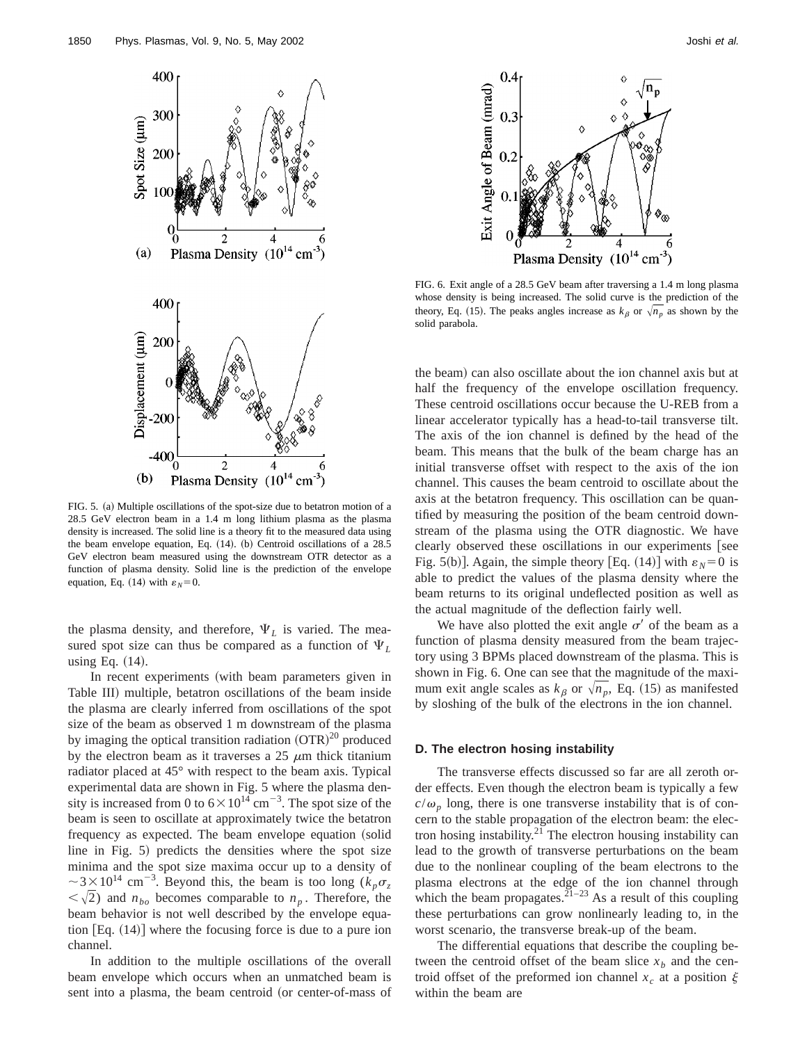FIG. 5. (a) Multiple oscillations of the spot-size due to betatron motion of a 28.5 GeV electron beam in a 1.4 m long lithium plasma as the plasma density is increased. The solid line is a theory fit to the measured data using the beam envelope equation, Eq. (14). (b) Centroid oscillations of a 28.5 GeV electron beam measured using the downstream OTR detector as a function of plasma density. Solid line is the prediction of the envelope equation, Eq. (14) with $\varepsilon_N = 0$.

the plasma density, and therefore, $\Psi_L$ is varied. The measured spot size can thus be compared as a function of $\Psi_L$ using Eq. (14).

In recent experiments (with beam parameters given in Table III) multiple, betatron oscillations of the beam inside the plasma are clearly inferred from oscillations of the spot size of the beam as observed 1 m downstream of the plasma by imaging the optical transition radiation (OTR)[20] produced by the electron beam as it traverses a 25 $\mu$m thick titanium radiator placed at 45° with respect to the beam axis. Typical experimental data are shown in Fig. 5 where the plasma density is increased from 0 to $6 \times 10^{14}$ cm$^{-3}$. The spot size of the beam is seen to oscillate at approximately twice the betatron frequency as expected. The beam envelope equation (solid line in Fig. 5) predicts the densities where the spot size minima and the spot size maxima occur up to a density of $\sim 3 \times 10^{14}$ cm$^{-3}$. Beyond this, the beam is too long ($k_p \sigma_z < \sqrt{2}$) and $n_{bo}$ becomes comparable to $n_p$. Therefore, the beam behavior is not well described by the envelope equation [Eq. (14)] where the focusing force is due to a pure ion channel.

In addition to the multiple oscillations of the overall beam envelope which occurs when an unmatched beam is sent into a plasma, the beam centroid (or center-of-mass of the beam) can also oscillate about the ion channel axis but at half the frequency of the envelope oscillation frequency. These centroid oscillations occur because the U-REB from a linear accelerator typically has a head-to-tail transverse tilt. The axis of the ion channel is defined by the head of the beam. This means that the bulk of the beam charge has an initial transverse offset with respect to the axis of the ion channel. This causes the beam centroid to oscillate about the axis at the betatron frequency. This oscillation can be quantified by measuring the position of the beam centroid downstream of the plasma using the OTR diagnostic. We have clearly observed these oscillations in our experiments [see Fig. 5(b)]. Again, the simple theory [Eq. (14)] with $\varepsilon_N = 0$ is able to predict the values of the plasma density where the beam returns to its original undeflected position as well as the actual magnitude of the deflection fairly well.

FIG. 6. Exit angle of a 28.5 GeV beam after traversing a 1.4 m long plasma whose density is being increased. The solid curve is the prediction of the theory, Eq. (15). The peaks angles increase as $k_\beta$ or $\sqrt{n_p}$ as shown by the solid parabola.

We have also plotted the exit angle $\sigma'$ of the beam as a function of plasma density measured from the beam trajectory using 3 BPMs placed downstream of the plasma. This is shown in Fig. 6. One can see that the magnitude of the maximum exit angle scales as $k_\beta$ or $\sqrt{n_p}$, Eq. (15) as manifested by sloshing of the bulk of the electrons in the ion channel.

### D. The electron hosing instability

The transverse effects discussed so far are all zeroth order effects. Even though the electron beam is typically a few $c/\omega_p$ long, there is one transverse instability that is of concern to the stable propagation of the electron beam: the electron hosing instability.[21] The electron housing instability can lead to the growth of transverse perturbations on the beam due to the nonlinear coupling of the beam electrons to the plasma electrons at the edge of the ion channel through which the beam propagates.[21–23] As a result of this coupling these perturbations can grow nonlinearly leading to, in the worst scenario, the transverse break-up of the beam.

The differential equations that describe the coupling between the centroid offset of the beam slice $x_b$ and the centroid offset of the preformed ion channel $x_c$ at a position $\xi$ within the beam are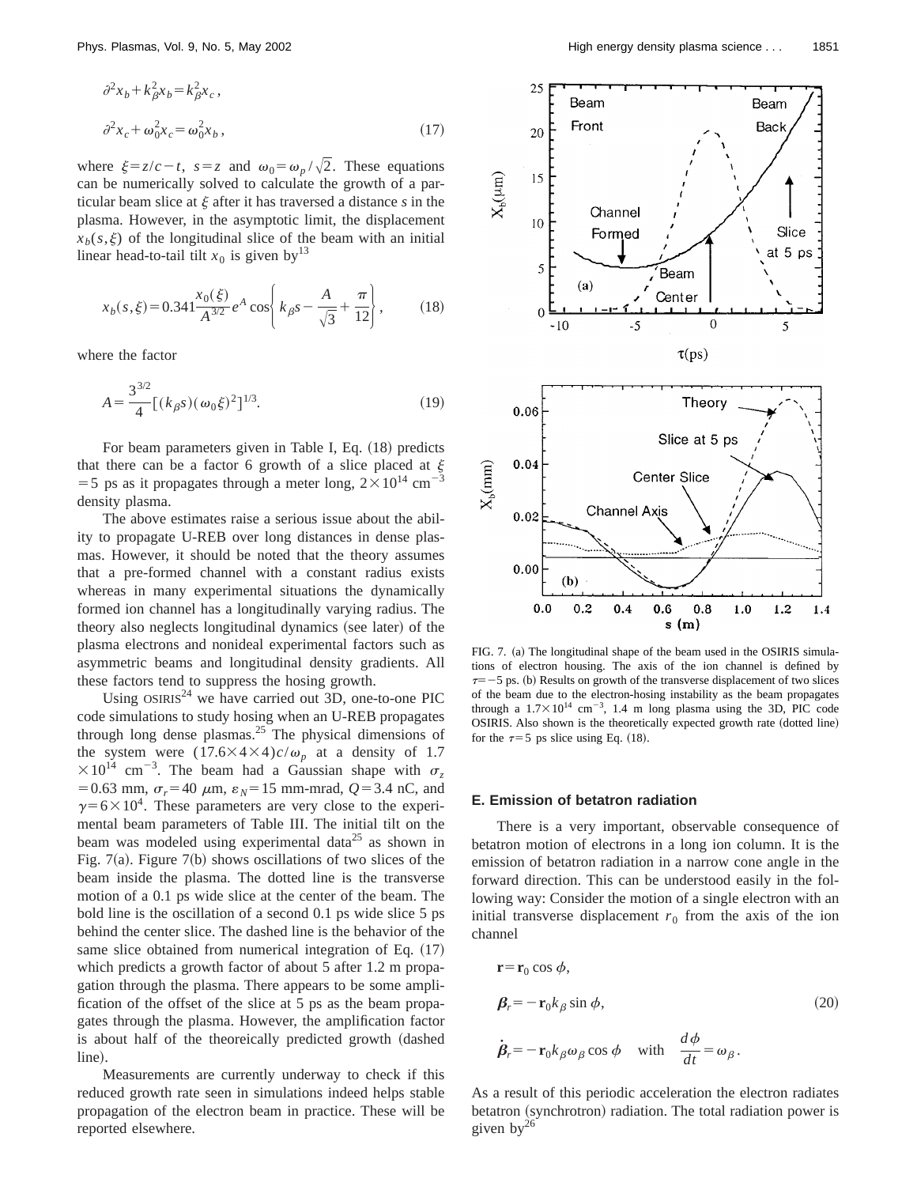$$\partial^2 x_b + k_\beta^2 x_b = k_\beta^2 x_c,$$

$$\partial^2 x_c + \omega_0^2 x_c = \omega_0^2 x_b, \tag{17}$$

where $\xi = z/c - t$, $s = z$ and $\omega_0 = \omega_p/\sqrt{2}$. These equations can be numerically solved to calculate the growth of a particular beam slice at $\xi$ after it has traversed a distance $s$ in the plasma. However, in the asymptotic limit, the displacement $x_b(s,\xi)$ of the longitudinal slice of the beam with an initial linear head-to-tail tilt $x_0$ is given by[13]

$$x_b(s,\xi) = 0.341 \frac{x_0(\xi)}{A^{3/2}} e^A \cos\left\{ k_\beta s - \frac{A}{\sqrt{3}} + \frac{\pi}{12} \right\}, \tag{18}$$

where the factor

$$A = \frac{3^{3/2}}{4} [(k_\beta s)(\omega_0 \xi)^2]^{1/3}. \tag{19}$$

For beam parameters given in Table I, Eq. (18) predicts that there can be a factor 6 growth of a slice placed at $\xi = 5$ ps as it propagates through a meter long, $2\times10^{14}$ cm$^{-3}$ density plasma.

The above estimates raise a serious issue about the ability to propagate U-REB over long distances in dense plasmas. However, it should be noted that the theory assumes that a pre-formed channel with a constant radius exists whereas in many experimental situations the dynamically formed ion channel has a longitudinally varying radius. The theory also neglects longitudinal dynamics (see later) of the plasma electrons and nonideal experimental factors such as asymmetric beams and longitudinal density gradients. All these factors tend to suppress the hosing growth.

Using OSIRIS[24] we have carried out 3D, one-to-one PIC code simulations to study hosing when an U-REB propagates through long dense plasmas.[25] The physical dimensions of the system were $(17.6\times4\times4)c/\omega_p$ at a density of $1.7\times10^{14}$ cm$^{-3}$. The beam had a Gaussian shape with $\sigma_z = 0.63$ mm, $\sigma_r = 40$ $\mu$m, $\varepsilon_N = 15$ mm-mrad, $Q = 3.4$ nC, and $\gamma = 6\times10^4$. These parameters are very close to the experimental beam parameters of Table III. The initial tilt on the beam was modeled using experimental data[25] as shown in Fig. 7(a). Figure 7(b) shows oscillations of two slices of the beam inside the plasma. The dotted line is the transverse motion of a 0.1 ps wide slice at the center of the beam. The bold line is the oscillation of a second 0.1 ps wide slice 5 ps behind the center slice. The dashed line is the behavior of the same slice obtained from numerical integration of Eq. (17) which predicts a growth factor of about 5 after 1.2 m propagation through the plasma. There appears to be some amplification of the offset of the slice at 5 ps as the beam propagates through the plasma. However, the amplification factor is about half of the theoreically predicted growth (dashed line).

Measurements are currently underway to check if this reduced growth rate seen in simulations indeed helps stable propagation of the electron beam in practice. These will be reported elsewhere.

FIG. 7. (a) The longitudinal shape of the beam used in the OSIRIS simulations of electron housing. The axis of the ion channel is defined by $\tau = -5$ ps. (b) Results on growth of the transverse displacement of two slices of the beam due to the electron-hosing instability as the beam propagates through a $1.7\times10^{14}$ cm$^{-3}$, 1.4 m long plasma using the 3D, PIC code OSIRIS. Also shown is the theoretically expected growth rate (dotted line) for the $\tau = 5$ ps slice using Eq. (18).

### E. Emission of betatron radiation

There is a very important, observable consequence of betatron motion of electrons in a long ion column. It is the emission of betatron radiation in a narrow cone angle in the forward direction. This can be understood easily in the following way: Consider the motion of a single electron with an initial transverse displacement $r_0$ from the axis of the ion channel

$$\mathbf{r} = \mathbf{r}_0 \cos\phi,$$

$$\boldsymbol{\beta}_r = -\mathbf{r}_0 k_\beta \sin\phi, \tag{20}$$

$$\dot{\boldsymbol{\beta}}_r = -\mathbf{r}_0 k_\beta \omega_\beta \cos\phi \quad \text{with} \quad \frac{d\phi}{dt} = \omega_\beta.$$

As a result of this periodic acceleration the electron radiates betatron (synchrotron) radiation. The total radiation power is given by[26]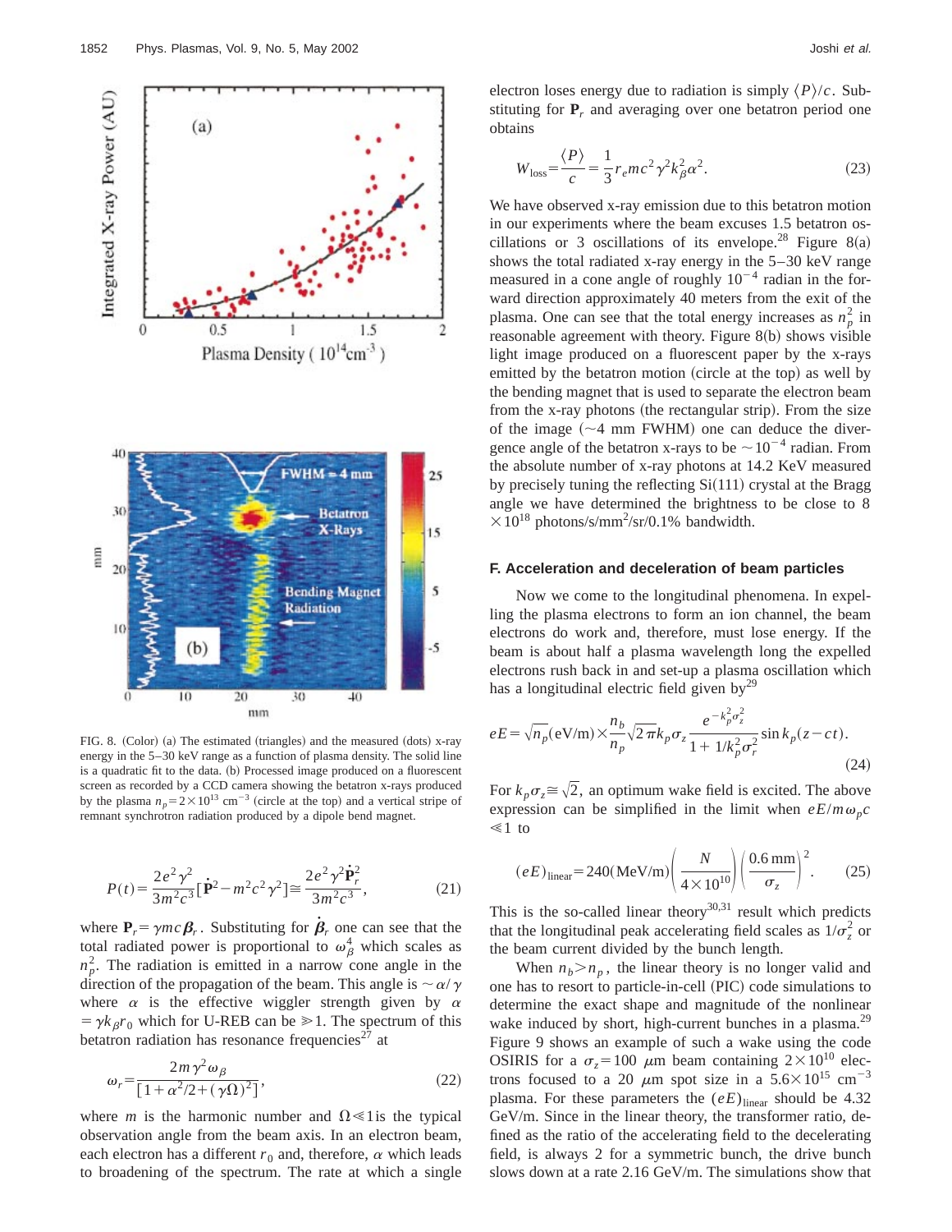FIG. 8. (Color) (a) The estimated (triangles) and the measured (dots) x-ray energy in the 5–30 keV range as a function of plasma density. The solid line is a quadratic fit to the data. (b) Processed image produced on a fluorescent screen as recorded by a CCD camera showing the betatron x-rays produced by the plasma $n_p = 2\times 10^{13}$ cm$^{-3}$ (circle at the top) and a vertical stripe of remnant synchrotron radiation produced by a dipole bend magnet.

$$P(t) = \frac{2e^2\gamma^2}{3m^2c^3}[\dot{\mathbf{P}}^2 - m^2c^2\dot{\gamma}^2] \cong \frac{2e^2\gamma^2\dot{\mathbf{P}}_r^2}{3m^2c^3}, \tag{21}$$

where $\mathbf{P}_r = \gamma mc\boldsymbol{\beta}_r$. Substituting for $\dot{\boldsymbol{\beta}}_r$ one can see that the total radiated power is proportional to $\omega_\beta^4$ which scales as $n_p^2$. The radiation is emitted in a narrow cone angle in the direction of the propagation of the beam. This angle is $\sim \alpha/\gamma$ where $\alpha$ is the effective wiggler strength given by $\alpha = \gamma k_\beta r_0$ which for U-REB can be $\gg 1$. The spectrum of this betatron radiation has resonance frequencies[27] at

$$\omega_r = \frac{2m\gamma^2\omega_\beta}{[1+\alpha^2/2+(\gamma\Omega)^2]}, \tag{22}$$

where $m$ is the harmonic number and $\Omega \ll 1$ is the typical observation angle from the beam axis. In an electron beam, each electron has a different $r_0$ and, therefore, $\alpha$ which leads to broadening of the spectrum. The rate at which a single electron loses energy due to radiation is simply $\langle P \rangle / c$. Substituting for $\mathbf{P}_r$ and averaging over one betatron period one obtains

$$W_{\text{loss}} = \frac{\langle P \rangle}{c} = \frac{1}{3} r_e mc^2 \gamma^2 k_\beta^2 \alpha^2. \tag{23}$$

We have observed x-ray emission due to this betatron motion in our experiments where the beam excuses 1.5 betatron oscillations or 3 oscillations of its envelope.[28] Figure 8(a) shows the total radiated x-ray energy in the 5–30 keV range measured in a cone angle of roughly $10^{-4}$ radian in the forward direction approximately 40 meters from the exit of the plasma. One can see that the total energy increases as $n_p^2$ in reasonable agreement with theory. Figure 8(b) shows visible light image produced on a fluorescent paper by the x-rays emitted by the betatron motion (circle at the top) as well by the bending magnet that is used to separate the electron beam from the x-ray photons (the rectangular strip). From the size of the image ($\sim$4 mm FWHM) one can deduce the divergence angle of the betatron x-rays to be $\sim 10^{-4}$ radian. From the absolute number of x-ray photons at 14.2 KeV measured by precisely tuning the reflecting Si(111) crystal at the Bragg angle we have determined the brightness to be close to $8\times 10^{18}$ photons/s/mm$^2$/sr/0.1% bandwidth.

### F. Acceleration and deceleration of beam particles

Now we come to the longitudinal phenomena. In expelling the plasma electrons to form an ion channel, the beam electrons do work and, therefore, must lose energy. If the beam is about half a plasma wavelength long the expelled electrons rush back in and set-up a plasma oscillation which has a longitudinal electric field given by[29]

$$eE = \sqrt{n_p}(\text{eV/m}) \times \frac{n_b}{n_p}\sqrt{2\pi}k_p\sigma_z \frac{e^{-k_p^2\sigma_z^2}}{1+1/k_p^2\sigma_r^2}\sin k_p(z-ct). \tag{24}$$

For $k_p\sigma_z \cong \sqrt{2}$, an optimum wake field is excited. The above expression can be simplified in the limit when $eE/m\omega_p c \ll 1$ to

$$(eE)_{\text{linear}} = 240(\text{MeV/m})\left(\frac{N}{4\times 10^{10}}\right)\left(\frac{0.6\,\text{mm}}{\sigma_z}\right)^2. \tag{25}$$

This is the so-called linear theory[30,31] result which predicts that the longitudinal peak accelerating field scales as $1/\sigma_z^2$ or the beam current divided by the bunch length.

When $n_b > n_p$, the linear theory is no longer valid and one has to resort to particle-in-cell (PIC) code simulations to determine the exact shape and magnitude of the nonlinear wake induced by short, high-current bunches in a plasma.[29] Figure 9 shows an example of such a wake using the code OSIRIS for a $\sigma_z = 100$ $\mu$m beam containing $2\times 10^{10}$ electrons focused to a 20 $\mu$m spot size in a $5.6\times 10^{15}$ cm$^{-3}$ plasma. For these parameters the $(eE)_{\text{linear}}$ should be 4.32 GeV/m. Since in the linear theory, the transformer ratio, defined as the ratio of the accelerating field to the decelerating field, is always 2 for a symmetric bunch, the drive bunch slows down at a rate 2.16 GeV/m. The simulations show that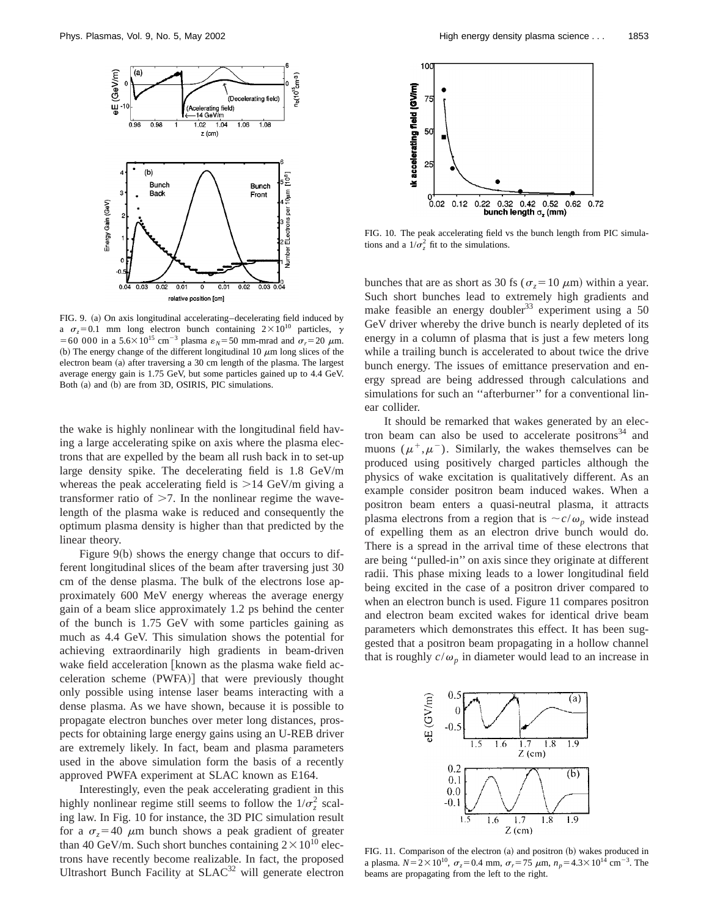FIG. 9. (a) On axis longitudinal accelerating–decelerating field induced by a $\sigma_z = 0.1$ mm long electron bunch containing $2\times10^{10}$ particles, $\gamma = 60\,000$ in a $5.6\times10^{15}$ cm$^{-3}$ plasma $\varepsilon_N = 50$ mm-mrad and $\sigma_r = 20$ $\mu$m. (b) The energy change of the different longitudinal 10 $\mu$m long slices of the electron beam (a) after traversing a 30 cm length of the plasma. The largest average energy gain is 1.75 GeV, but some particles gained up to 4.4 GeV. Both (a) and (b) are from 3D, OSIRIS, PIC simulations.

the wake is highly nonlinear with the longitudinal field having a large accelerating spike on axis where the plasma electrons that are expelled by the beam all rush back in to set-up large density spike. The decelerating field is 1.8 GeV/m whereas the peak accelerating field is >14 GeV/m giving a transformer ratio of >7. In the nonlinear regime the wavelength of the plasma wake is reduced and consequently the optimum plasma density is higher than that predicted by the linear theory.

Figure 9(b) shows the energy change that occurs to different longitudinal slices of the beam after traversing just 30 cm of the dense plasma. The bulk of the electrons lose approximately 600 MeV energy whereas the average energy gain of a beam slice approximately 1.2 ps behind the center of the bunch is 1.75 GeV with some particles gaining as much as 4.4 GeV. This simulation shows the potential for achieving extraordinarily high gradients in beam-driven wake field acceleration [known as the plasma wake field acceleration scheme (PWFA)] that were previously thought only possible using intense laser beams interacting with a dense plasma. As we have shown, because it is possible to propagate electron bunches over meter long distances, prospects for obtaining large energy gains using an U-REB driver are extremely likely. In fact, beam and plasma parameters used in the above simulation form the basis of a recently approved PWFA experiment at SLAC known as E164.

Interestingly, even the peak accelerating gradient in this highly nonlinear regime still seems to follow the $1/\sigma_z^2$ scaling law. In Fig. 10 for instance, the 3D PIC simulation result for a $\sigma_z = 40$ $\mu$m bunch shows a peak gradient of greater than 40 GeV/m. Such short bunches containing $2\times10^{10}$ electrons have recently become realizable. In fact, the proposed Ultrashort Bunch Facility at SLAC[32] will generate electron bunches that are as short as 30 fs ($\sigma_z = 10$ $\mu$m) within a year. Such short bunches lead to extremely high gradients and make feasible an energy doubler[33] experiment using a 50 GeV driver whereby the drive bunch is nearly depleted of its energy in a column of plasma that is just a few meters long while a trailing bunch is accelerated to about twice the drive bunch energy. The issues of emittance preservation and energy spread are being addressed through calculations and simulations for such an ''afterburner'' for a conventional linear collider.

FIG. 10. The peak accelerating field vs the bunch length from PIC simulations and a $1/\sigma_z^2$ fit to the simulations.

It should be remarked that wakes generated by an electron beam can also be used to accelerate positrons[34] and muons $(\mu^+, \mu^-)$. Similarly, the wakes themselves can be produced using positively charged particles although the physics of wake excitation is qualitatively different. As an example consider positron beam induced wakes. When a positron beam enters a quasi-neutral plasma, it attracts plasma electrons from a region that is $\sim c/\omega_p$ wide instead of expelling them as an electron drive bunch would do. There is a spread in the arrival time of these electrons that are being ''pulled-in'' on axis since they originate at different radii. This phase mixing leads to a lower longitudinal field being excited in the case of a positron driver compared to when an electron bunch is used. Figure 11 compares positron and electron beam excited wakes for identical drive beam parameters which demonstrates this effect. It has been suggested that a positron beam propagating in a hollow channel that is roughly $c/\omega_p$ in diameter would lead to an increase in

FIG. 11. Comparison of the electron (a) and positron (b) wakes produced in a plasma. $N = 2\times10^{10}$, $\sigma_z = 0.4$ mm, $\sigma_r = 75$ $\mu$m, $n_p = 4.3\times10^{14}$ cm$^{-3}$. The beams are propagating from the left to the right.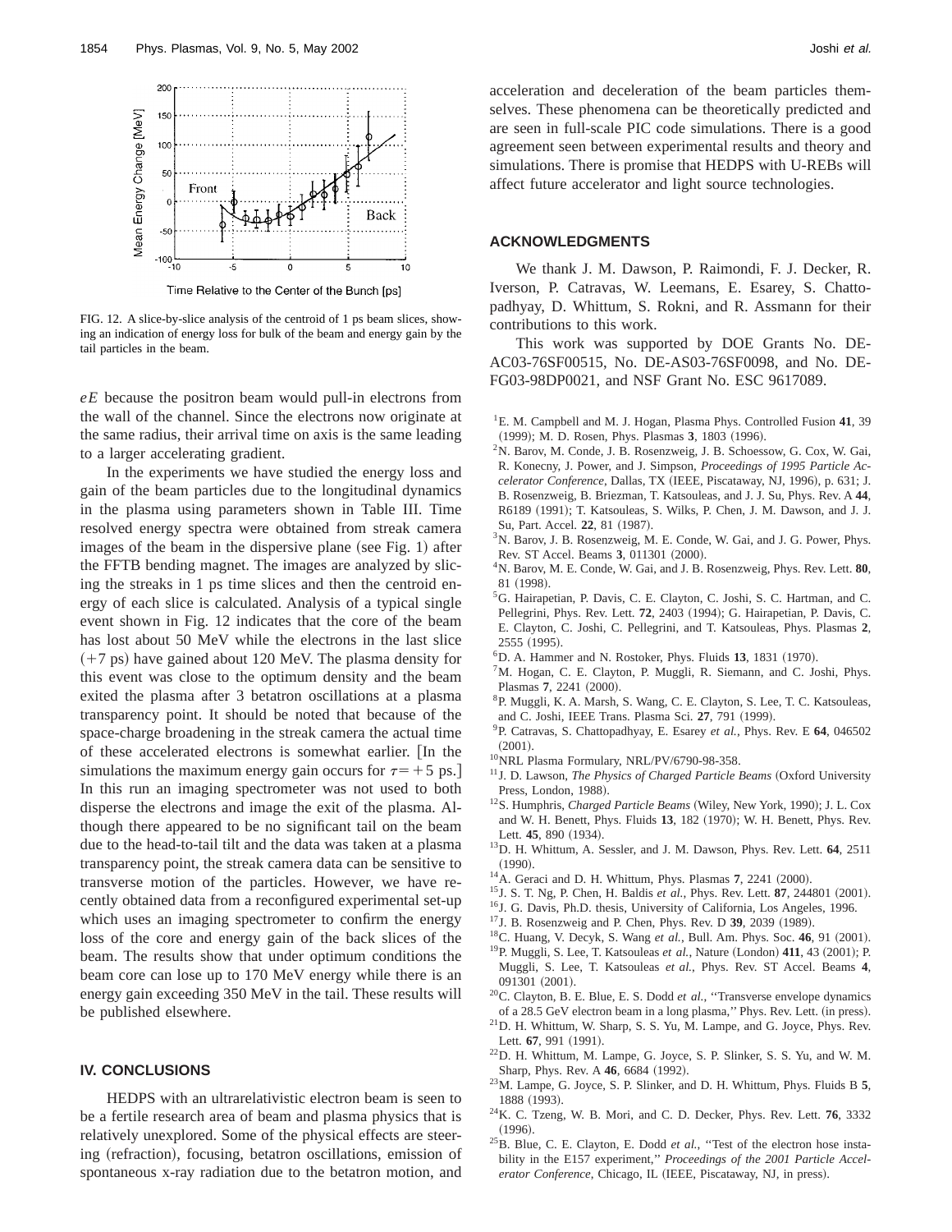FIG. 12. A slice-by-slice analysis of the centroid of 1 ps beam slices, showing an indication of energy loss for bulk of the beam and energy gain by the tail particles in the beam.

$eE$ because the positron beam would pull-in electrons from the wall of the channel. Since the electrons now originate at the same radius, their arrival time on axis is the same leading to a larger accelerating gradient.

In the experiments we have studied the energy loss and gain of the beam particles due to the longitudinal dynamics in the plasma using parameters shown in Table III. Time resolved energy spectra were obtained from streak camera images of the beam in the dispersive plane (see Fig. 1) after the FFTB bending magnet. The images are analyzed by slicing the streaks in 1 ps time slices and then the centroid energy of each slice is calculated. Analysis of a typical single event shown in Fig. 12 indicates that the core of the beam has lost about 50 MeV while the electrons in the last slice (+7 ps) have gained about 120 MeV. The plasma density for this event was close to the optimum density and the beam exited the plasma after 3 betatron oscillations at a plasma transparency point. It should be noted that because of the space-charge broadening in the streak camera the actual time of these accelerated electrons is somewhat earlier. [In the simulations the maximum energy gain occurs for $\tau = +5$ ps.] In this run an imaging spectrometer was not used to both disperse the electrons and image the exit of the plasma. Although there appeared to be no significant tail on the beam due to the head-to-tail tilt and the data was taken at a plasma transparency point, the streak camera data can be sensitive to transverse motion of the particles. However, we have recently obtained data from a reconfigured experimental set-up which uses an imaging spectrometer to confirm the energy loss of the core and energy gain of the back slices of the beam. The results show that under optimum conditions the beam core can lose up to 170 MeV energy while there is an energy gain exceeding 350 MeV in the tail. These results will be published elsewhere.

## IV. CONCLUSIONS

HEDPS with an ultrarelativistic electron beam is seen to be a fertile research area of beam and plasma physics that is relatively unexplored. Some of the physical effects are steering (refraction), focusing, betatron oscillations, emission of spontaneous x-ray radiation due to the betatron motion, and acceleration and deceleration of the beam particles themselves. These phenomena can be theoretically predicted and are seen in full-scale PIC code simulations. There is a good agreement seen between experimental results and theory and simulations. There is promise that HEDPS with U-REBs will affect future accelerator and light source technologies.

## ACKNOWLEDGMENTS

We thank J. M. Dawson, P. Raimondi, F. J. Decker, R. Iverson, P. Catravas, W. Leemans, E. Esarey, S. Chattopadhyay, D. Whittum, S. Rokni, and R. Assmann for their contributions to this work.

This work was supported by DOE Grants No. DE-AC03-76SF00515, No. DE-AS03-76SF0098, and No. DE-FG03-98DP00021, and NSF Grant No. ESC 9617089.

[1] E. M. Campbell and M. J. Hogan, Plasma Phys. Controlled Fusion **41**, 39 (1999); M. D. Rosen, Phys. Plasmas **3**, 1803 (1996).

[2] N. Barov, M. Conde, J. B. Rosenzweig, J. B. Schoessow, G. Cox, W. Gai, R. Konecny, J. Power, and J. Simpson, *Proceedings of 1995 Particle Accelerator Conference*, Dallas, TX (IEEE, Piscataway, NJ, 1996), p. 631; J. B. Rosenzweig, B. Briezman, T. Katsouleas, and J. J. Su, Phys. Rev. A **44**, R6189 (1991); T. Katsouleas, S. Wilks, P. Chen, J. M. Dawson, and J. J. Su, Part. Accel. **22**, 81 (1987).

[3] N. Barov, J. B. Rosenzweig, M. E. Conde, W. Gai, and J. G. Power, Phys. Rev. ST Accel. Beams **3**, 011301 (2000).

[4] N. Barov, M. E. Conde, W. Gai, and J. B. Rosenzweig, Phys. Rev. Lett. **80**, 81 (1998).

[5] G. Hairapetian, P. Davis, C. E. Clayton, C. Joshi, S. C. Hartman, and C. Pellegrini, Phys. Rev. Lett. **72**, 2403 (1994); G. Hairapetian, P. Davis, C. E. Clayton, C. Joshi, C. Pellegrini, and T. Katsouleas, Phys. Plasmas **2**, 2555 (1995).

[6] D. A. Hammer and N. Rostoker, Phys. Fluids **13**, 1831 (1970).

[7] M. Hogan, C. E. Clayton, P. Muggli, R. Siemann, and C. Joshi, Phys. Plasmas **7**, 2241 (2000).

[8] P. Muggli, K. A. Marsh, S. Wang, C. E. Clayton, S. Lee, T. C. Katsouleas, and C. Joshi, IEEE Trans. Plasma Sci. **27**, 791 (1999).

[9] P. Catravas, S. Chattopadhyay, E. Esarey *et al.*, Phys. Rev. E **64**, 046502 (2001).

[10] NRL Plasma Formulary, NRL/PV/6790-98-358.

[11] J. D. Lawson, *The Physics of Charged Particle Beams* (Oxford University Press, London, 1988).

[12] S. Humphris, *Charged Particle Beams* (Wiley, New York, 1990); J. L. Cox and W. H. Benett, Phys. Fluids **13**, 182 (1970); W. H. Benett, Phys. Rev. Lett. **45**, 890 (1934).

[13] D. H. Whittum, A. Sessler, and J. M. Dawson, Phys. Rev. Lett. **64**, 2511 (1990).

[14] A. Geraci and D. H. Whittum, Phys. Plasmas **7**, 2241 (2000).

[15] J. S. T. Ng, P. Chen, H. Baldis *et al.*, Phys. Rev. Lett. **87**, 244801 (2001).

[16] J. G. Davis, Ph.D. thesis, University of California, Los Angeles, 1996.

[17] J. B. Rosenzweig and P. Chen, Phys. Rev. D **39**, 2039 (1989).

[18] C. Huang, V. Decyk, S. Wang *et al.*, Bull. Am. Phys. Soc. **46**, 91 (2001).

[19] P. Muggli, S. Lee, T. Katsouleas *et al.*, Nature (London) **411**, 43 (2001); P. Muggli, S. Lee, T. Katsouleas *et al.*, Phys. Rev. ST Accel. Beams **4**, 091301 (2001).

[20] C. Clayton, B. E. Blue, E. S. Dodd *et al.*, "Transverse envelope dynamics of a 28.5 GeV electron beam in a long plasma," Phys. Rev. Lett. (in press).

[21] D. H. Whittum, W. Sharp, S. S. Yu, M. Lampe, and G. Joyce, Phys. Rev. Lett. **67**, 991 (1991).

[22] D. H. Whittum, M. Lampe, G. Joyce, S. P. Slinker, S. S. Yu, and W. M. Sharp, Phys. Rev. A **46**, 6684 (1992).

[23] M. Lampe, G. Joyce, S. P. Slinker, and D. H. Whittum, Phys. Fluids B **5**, 1888 (1993).

[24] K. C. Tzeng, W. B. Mori, and C. D. Decker, Phys. Rev. Lett. **76**, 3332 (1996).

[25] B. Blue, C. E. Clayton, E. Dodd *et al.*, "Test of the electron hose instability in the E157 experiment," *Proceedings of the 2001 Particle Accelerator Conference*, Chicago, IL (IEEE, Piscataway, NJ, in press).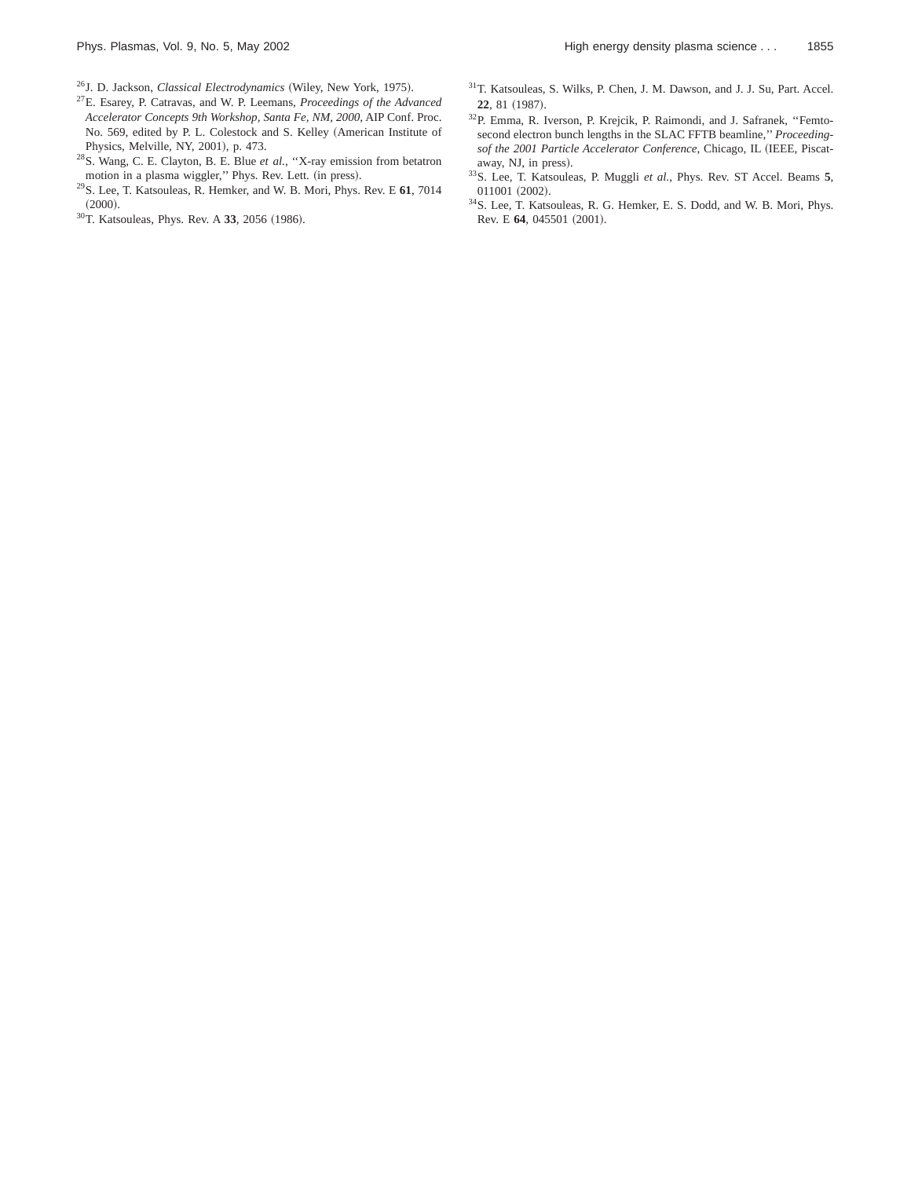[26] J. D. Jackson, *Classical Electrodynamics* (Wiley, New York, 1975).

[27] E. Esarey, P. Catravas, and W. P. Leemans, *Proceedings of the Advanced Accelerator Concepts 9th Workshop, Santa Fe, NM, 2000*, AIP Conf. Proc. No. 569, edited by P. L. Colestock and S. Kelley (American Institute of Physics, Melville, NY, 2001), p. 473.

[28] S. Wang, C. E. Clayton, B. E. Blue *et al.*, ''X-ray emission from betatron motion in a plasma wiggler,'' Phys. Rev. Lett. (in press).

[29] S. Lee, T. Katsouleas, R. Hemker, and W. B. Mori, Phys. Rev. E **61**, 7014 (2000).

[30] T. Katsouleas, Phys. Rev. A **33**, 2056 (1986).

[31] T. Katsouleas, S. Wilks, P. Chen, J. M. Dawson, and J. J. Su, Part. Accel. **22**, 81 (1987).

[32] P. Emma, R. Iverson, P. Krejcik, P. Raimondi, and J. Safranek, ''Femtosecond electron bunch lengths in the SLAC FFTB beamline,'' *Proceedingsof the 2001 Particle Accelerator Conference,* Chicago, IL (IEEE, Piscataway, NJ, in press).

[33] S. Lee, T. Katsouleas, P. Muggli *et al.*, Phys. Rev. ST Accel. Beams **5**, 011001 (2002).

[34] S. Lee, T. Katsouleas, R. G. Hemker, E. S. Dodd, and W. B. Mori, Phys. Rev. E **64**, 045501 (2001).